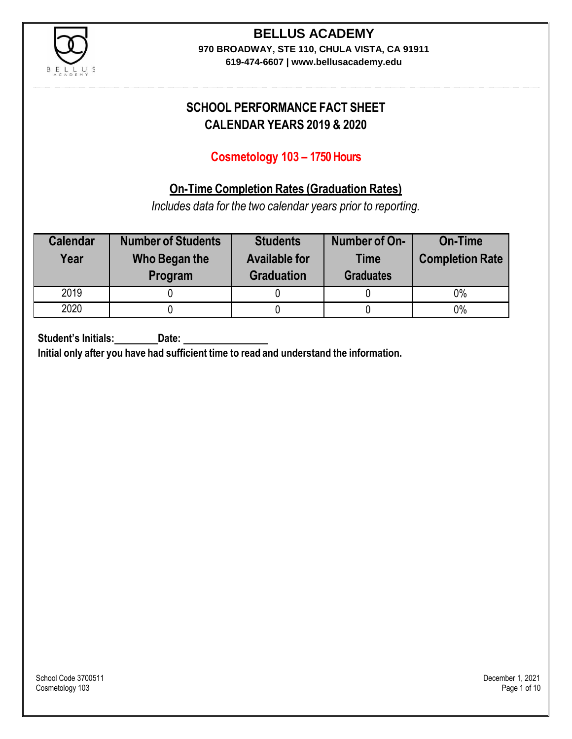# BELLUS ACADEMY

**970 BROADWAY, STE 110, CHULA VISTA, CA 91911**
**619-474-6607 | www.bellusacademy.edu**

## SCHOOL PERFORMANCE FACT SHEET
## CALENDAR YEARS 2019 & 2020

### Cosmetology 103 – 1750 Hours

### On-Time Completion Rates (Graduation Rates)

*Includes data for the two calendar years prior to reporting.*

| Calendar Year | Number of Students Who Began the Program | Students Available for Graduation | Number of On-Time Graduates | On-Time Completion Rate |
|---|---|---|---|---|
| 2019 | 0 | 0 | 0 | 0% |
| 2020 | 0 | 0 | 0 | 0% |

**Student's Initials:________ Date: ________________**

**Initial only after you have had sufficient time to read and understand the information.**

School Code 3700511
Cosmetology 103

December 1, 2021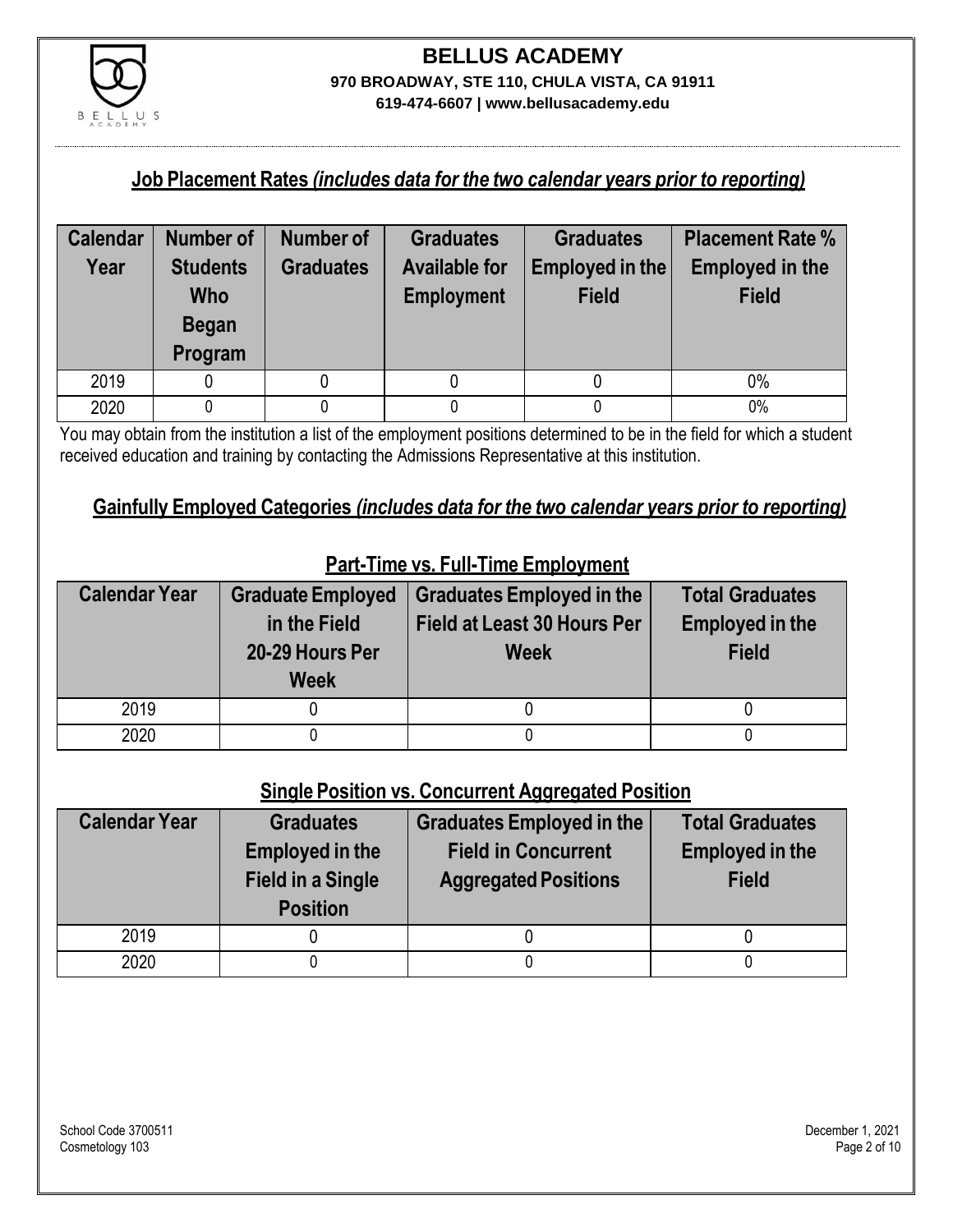## Job Placement Rates *(includes data for the two calendar years prior to reporting)*

| Calendar Year | Number of Students Who Began Program | Number of Graduates | Graduates Available for Employment | Graduates Employed in the Field | Placement Rate % Employed in the Field |
|---|---|---|---|---|---|
| 2019 | 0 | 0 | 0 | 0 | 0% |
| 2020 | 0 | 0 | 0 | 0 | 0% |

You may obtain from the institution a list of the employment positions determined to be in the field for which a student received education and training by contacting the Admissions Representative at this institution.

## Gainfully Employed Categories *(includes data for the two calendar years prior to reporting)*

### Part-Time vs. Full-Time Employment

| Calendar Year | Graduate Employed in the Field 20-29 Hours Per Week | Graduates Employed in the Field at Least 30 Hours Per Week | Total Graduates Employed in the Field |
|---|---|---|---|
| 2019 | 0 | 0 | 0 |
| 2020 | 0 | 0 | 0 |

### Single Position vs. Concurrent Aggregated Position

| Calendar Year | Graduates Employed in the Field in a Single Position | Graduates Employed in the Field in Concurrent Aggregated Positions | Total Graduates Employed in the Field |
|---|---|---|---|
| 2019 | 0 | 0 | 0 |
| 2020 | 0 | 0 | 0 |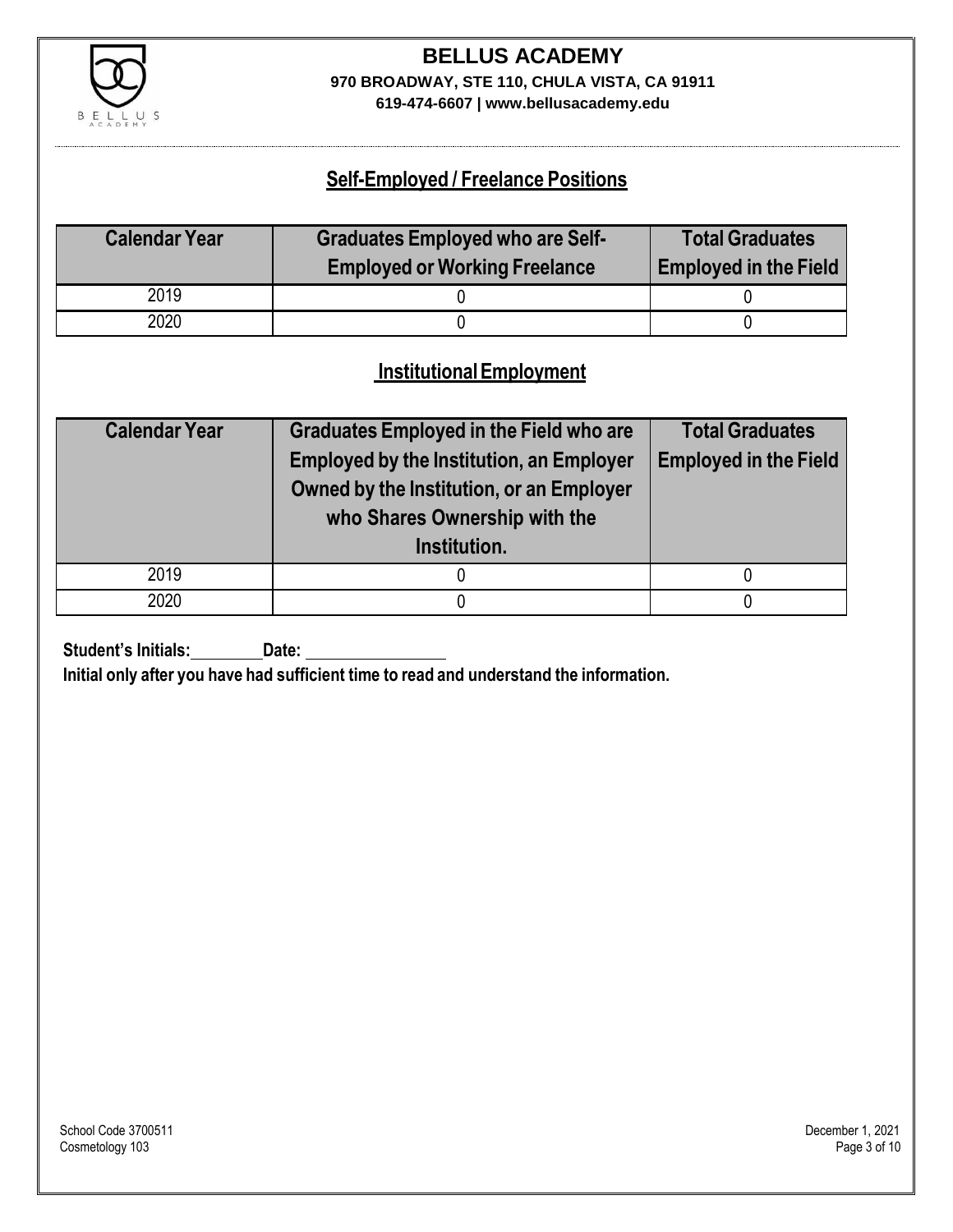# BELLUS ACADEMY

**970 BROADWAY, STE 110, CHULA VISTA, CA 91911**

**619-474-6607 | www.bellusacademy.edu**

## Self-Employed / Freelance Positions

| Calendar Year | Graduates Employed who are Self-Employed or Working Freelance | Total Graduates Employed in the Field |
|---|---|---|
| 2019 | 0 | 0 |
| 2020 | 0 | 0 |

## Institutional Employment

| Calendar Year | Graduates Employed in the Field who are Employed by the Institution, an Employer Owned by the Institution, or an Employer who Shares Ownership with the Institution. | Total Graduates Employed in the Field |
|---|---|---|
| 2019 | 0 | 0 |
| 2020 | 0 | 0 |

**Student's Initials:\_\_\_\_\_\_\_\_ Date: \_\_\_\_\_\_\_\_\_\_\_\_\_\_\_\_**

**Initial only after you have had sufficient time to read and understand the information.**

School Code 3700511
Cosmetology 103

December 1, 2021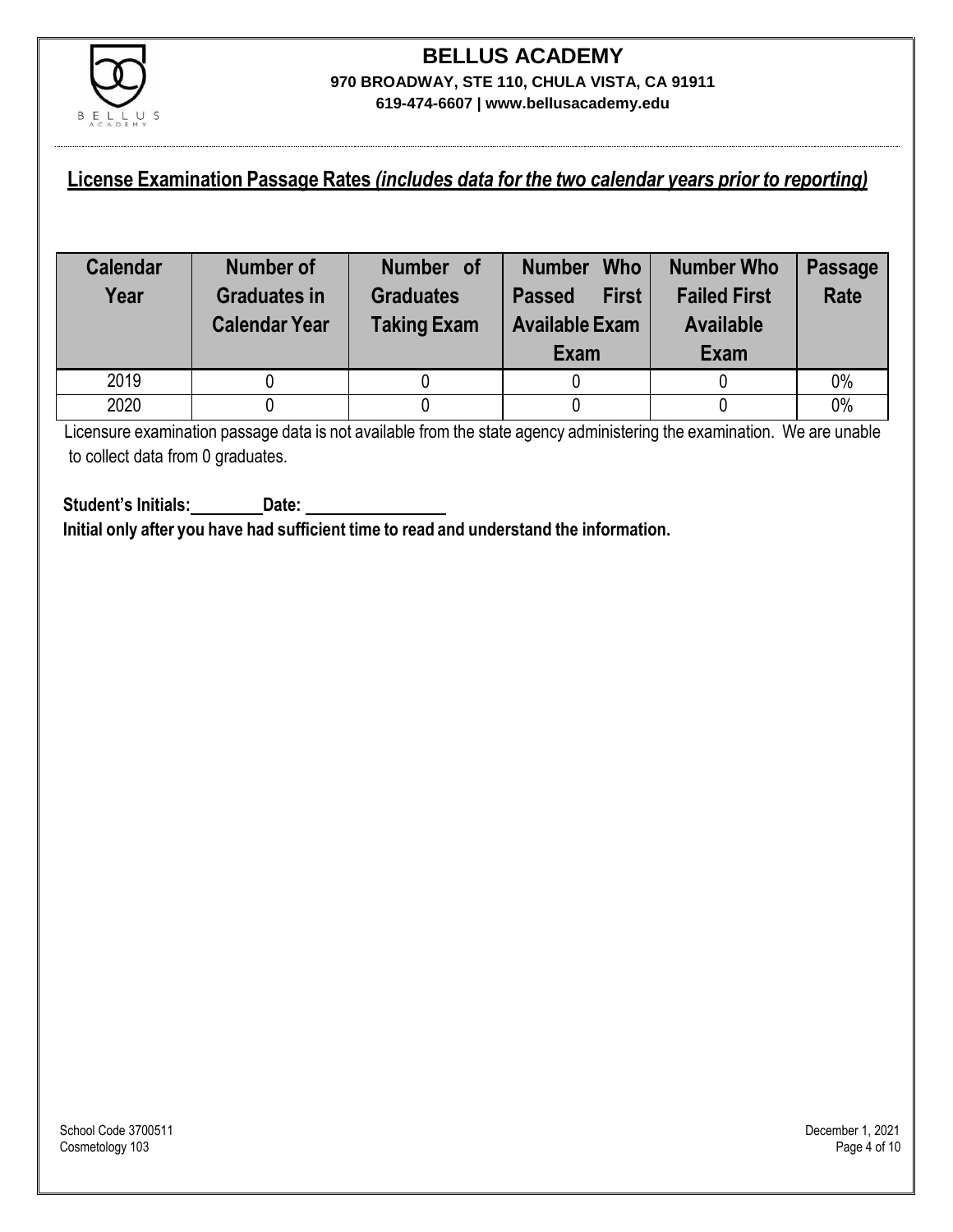# BELLUS ACADEMY

**970 BROADWAY, STE 110, CHULA VISTA, CA 91911**
**619-474-6607 | www.bellusacademy.edu**

## License Examination Passage Rates *(includes data for the two calendar years prior to reporting)*

| Calendar Year | Number of Graduates in Calendar Year | Number of Graduates Taking Exam | Number Who Passed First Available Exam | Number Who Failed First Available Exam | Passage Rate |
|---|---|---|---|---|---|
| 2019 | 0 | 0 | 0 | 0 | 0% |
| 2020 | 0 | 0 | 0 | 0 | 0% |

Licensure examination passage data is not available from the state agency administering the examination. We are unable to collect data from 0 graduates.

**Student's Initials:________ Date: ________________**

**Initial only after you have had sufficient time to read and understand the information.**

School Code 3700511
Cosmetology 103

December 1, 2021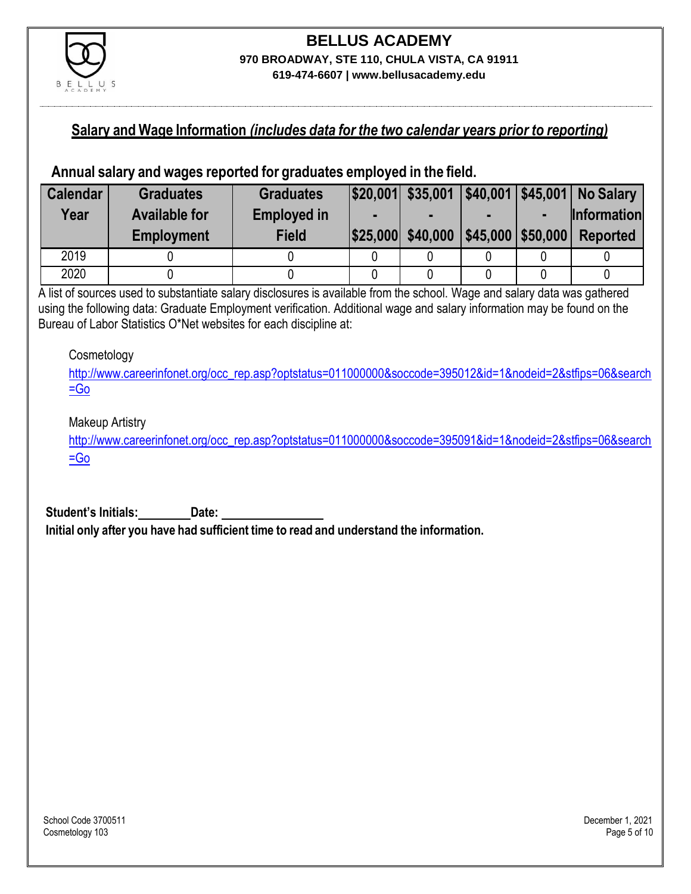# BELLUS ACADEMY

**970 BROADWAY, STE 110, CHULA VISTA, CA 91911**

**619-474-6607 | www.bellusacademy.edu**

## Salary and Wage Information *(includes data for the two calendar years prior to reporting)*

### Annual salary and wages reported for graduates employed in the field.

| Calendar Year | Graduates Available for Employment | Graduates Employed in Field | $20,001 - $25,000 | $35,001 - $40,000 | $40,001 - $45,000 | $45,001 - $50,000 | No Salary Information Reported |
|---|---|---|---|---|---|---|---|
| 2019 | 0 | 0 | 0 | 0 | 0 | 0 | 0 |
| 2020 | 0 | 0 | 0 | 0 | 0 | 0 | 0 |

A list of sources used to substantiate salary disclosures is available from the school. Wage and salary data was gathered using the following data: Graduate Employment verification. Additional wage and salary information may be found on the Bureau of Labor Statistics O*Net websites for each discipline at:

Cosmetology
http://www.careerinfonet.org/occ_rep.asp?optstatus=011000000&soccode=395012&id=1&nodeid=2&stfips=06&search=Go

Makeup Artistry
http://www.careerinfonet.org/occ_rep.asp?optstatus=011000000&soccode=395091&id=1&nodeid=2&stfips=06&search=Go

**Student's Initials:\_\_\_\_\_\_\_\_ Date: \_\_\_\_\_\_\_\_\_\_\_\_\_\_\_\_**

**Initial only after you have had sufficient time to read and understand the information.**

School Code 3700511
Cosmetology 103

December 1, 2021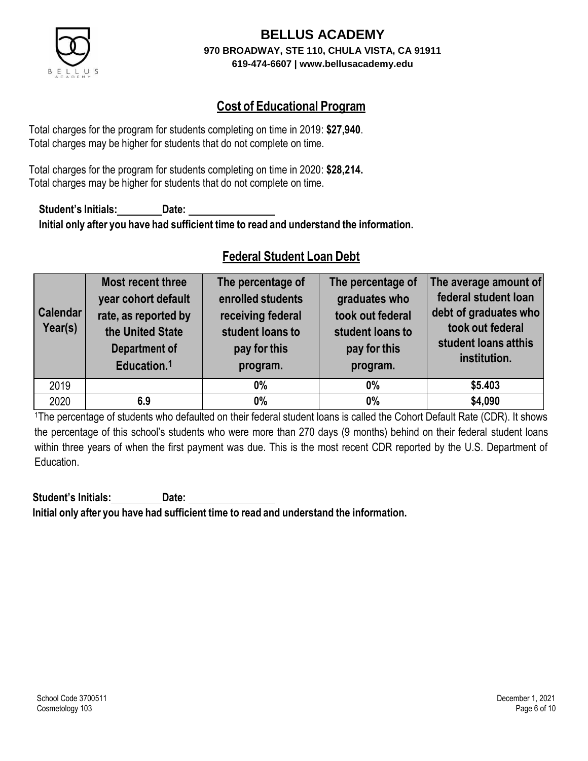# BELLUS ACADEMY

**970 BROADWAY, STE 110, CHULA VISTA, CA 91911**

**619-474-6607 | www.bellusacademy.edu**

## Cost of Educational Program

Total charges for the program for students completing on time in 2019: **$27,940**.
Total charges may be higher for students that do not complete on time.

Total charges for the program for students completing on time in 2020: **$28,214.**
Total charges may be higher for students that do not complete on time.

**Student's Initials:\_\_\_\_\_\_\_\_ Date: \_\_\_\_\_\_\_\_\_\_\_\_\_\_\_\_**
**Initial only after you have had sufficient time to read and understand the information.**

## Federal Student Loan Debt

| Calendar Year(s) | Most recent three year cohort default rate, as reported by the United State Department of Education.[1] | The percentage of enrolled students receiving federal student loans to pay for this program. | The percentage of graduates who took out federal student loans to pay for this program. | The average amount of federal student loan debt of graduates who took out federal student loans atthis institution. |
|---|---|---|---|---|
| 2019 | | **0%** | **0%** | **$5.403** |
| 2020 | **6.9** | **0%** | **0%** | **$4,090** |

[1]The percentage of students who defaulted on their federal student loans is called the Cohort Default Rate (CDR). It shows the percentage of this school's students who were more than 270 days (9 months) behind on their federal student loans within three years of when the first payment was due. This is the most recent CDR reported by the U.S. Department of Education.

**Student's Initials:\_\_\_\_\_\_\_\_ Date: \_\_\_\_\_\_\_\_\_\_\_\_\_\_\_\_**
**Initial only after you have had sufficient time to read and understand the information.**

School Code 3700511
Cosmetology 103

December 1, 2021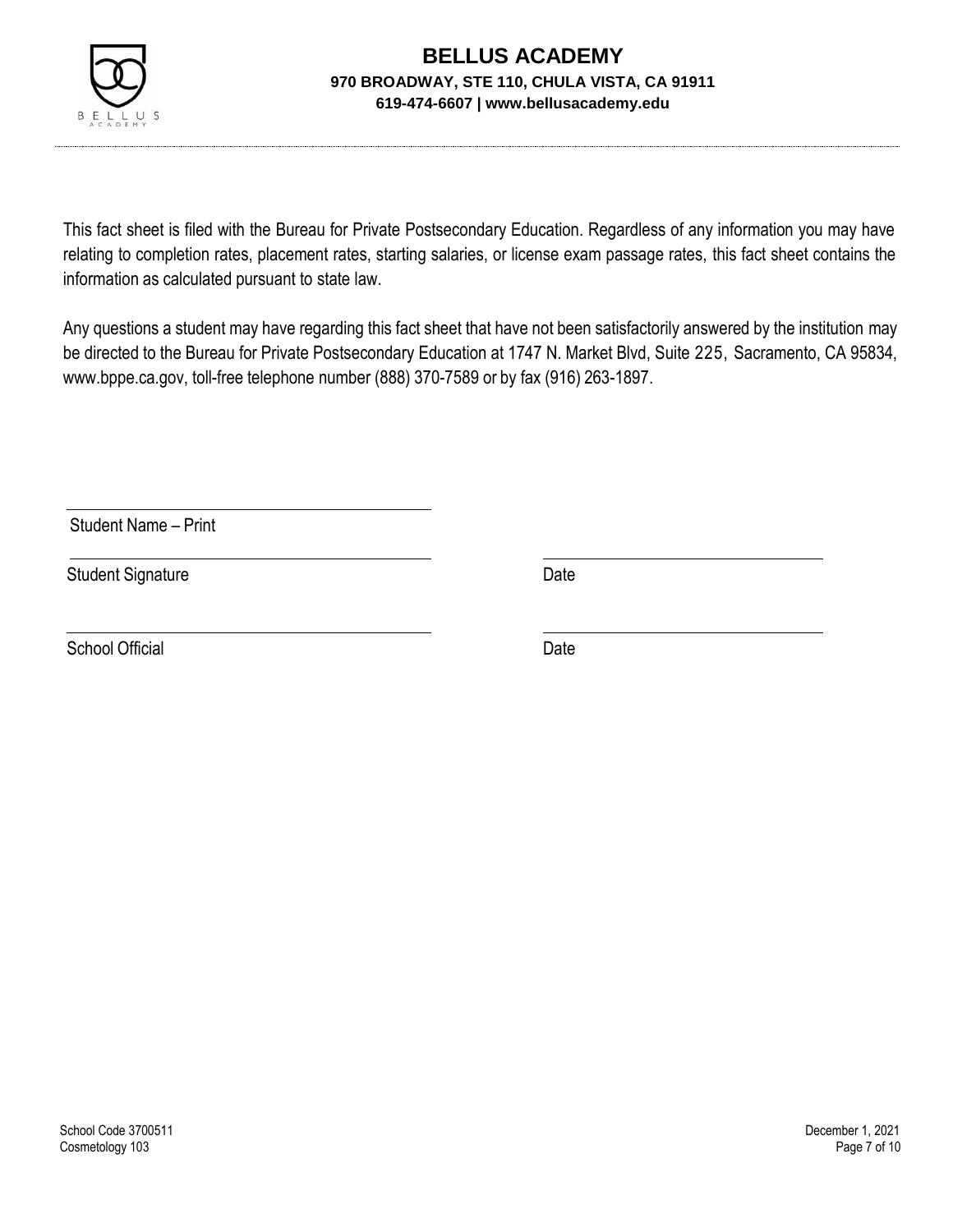# BELLUS ACADEMY

**970 BROADWAY, STE 110, CHULA VISTA, CA 91911**

**619-474-6607 | www.bellusacademy.edu**

This fact sheet is filed with the Bureau for Private Postsecondary Education. Regardless of any information you may have relating to completion rates, placement rates, starting salaries, or license exam passage rates, this fact sheet contains the information as calculated pursuant to state law.

Any questions a student may have regarding this fact sheet that have not been satisfactorily answered by the institution may be directed to the Bureau for Private Postsecondary Education at 1747 N. Market Blvd, Suite 225, Sacramento, CA 95834, www.bppe.ca.gov, toll-free telephone number (888) 370-7589 or by fax (916) 263-1897.

\_\_\_\_\_\_\_\_\_\_\_\_\_\_\_\_\_\_\_\_\_\_\_\_\_\_\_\_\_\_\_\_\_\_\_\_
Student Name – Print

\_\_\_\_\_\_\_\_\_\_\_\_\_\_\_\_\_\_\_\_\_\_\_\_\_\_\_\_\_\_\_\_\_\_\_\_　　\_\_\_\_\_\_\_\_\_\_\_\_\_\_\_\_\_\_\_\_\_\_\_\_
Student Signature　　　　　　　　　　　　　　Date

\_\_\_\_\_\_\_\_\_\_\_\_\_\_\_\_\_\_\_\_\_\_\_\_\_\_\_\_\_\_\_\_\_\_\_\_　　\_\_\_\_\_\_\_\_\_\_\_\_\_\_\_\_\_\_\_\_\_\_\_\_
School Official　　　　　　　　　　　　　　　Date

School Code 3700511
Cosmetology 103

December 1, 2021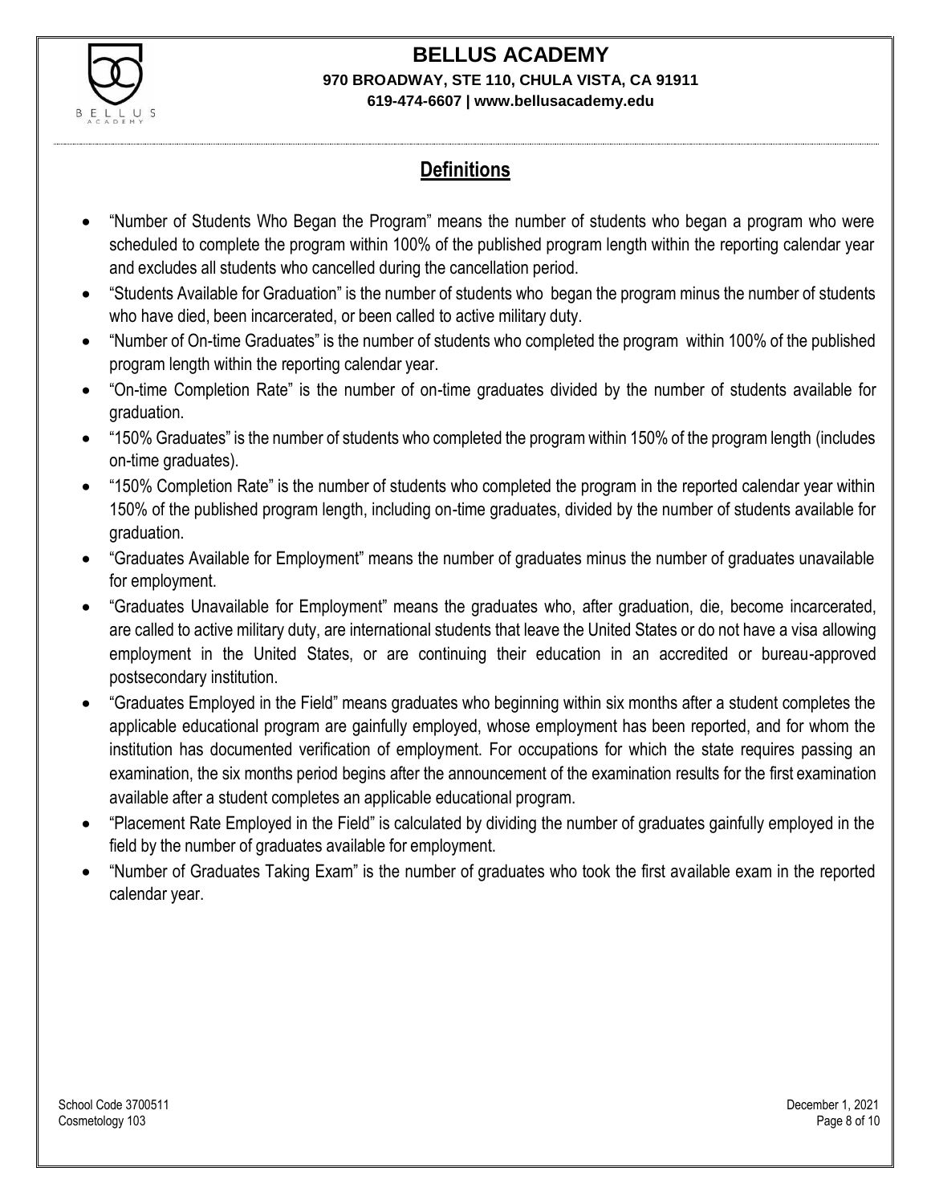## Definitions

- "Number of Students Who Began the Program" means the number of students who began a program who were scheduled to complete the program within 100% of the published program length within the reporting calendar year and excludes all students who cancelled during the cancellation period.
- "Students Available for Graduation" is the number of students who began the program minus the number of students who have died, been incarcerated, or been called to active military duty.
- "Number of On-time Graduates" is the number of students who completed the program within 100% of the published program length within the reporting calendar year.
- "On-time Completion Rate" is the number of on-time graduates divided by the number of students available for graduation.
- "150% Graduates" is the number of students who completed the program within 150% of the program length (includes on-time graduates).
- "150% Completion Rate" is the number of students who completed the program in the reported calendar year within 150% of the published program length, including on-time graduates, divided by the number of students available for graduation.
- "Graduates Available for Employment" means the number of graduates minus the number of graduates unavailable for employment.
- "Graduates Unavailable for Employment" means the graduates who, after graduation, die, become incarcerated, are called to active military duty, are international students that leave the United States or do not have a visa allowing employment in the United States, or are continuing their education in an accredited or bureau-approved postsecondary institution.
- "Graduates Employed in the Field" means graduates who beginning within six months after a student completes the applicable educational program are gainfully employed, whose employment has been reported, and for whom the institution has documented verification of employment. For occupations for which the state requires passing an examination, the six months period begins after the announcement of the examination results for the first examination available after a student completes an applicable educational program.
- "Placement Rate Employed in the Field" is calculated by dividing the number of graduates gainfully employed in the field by the number of graduates available for employment.
- "Number of Graduates Taking Exam" is the number of graduates who took the first available exam in the reported calendar year.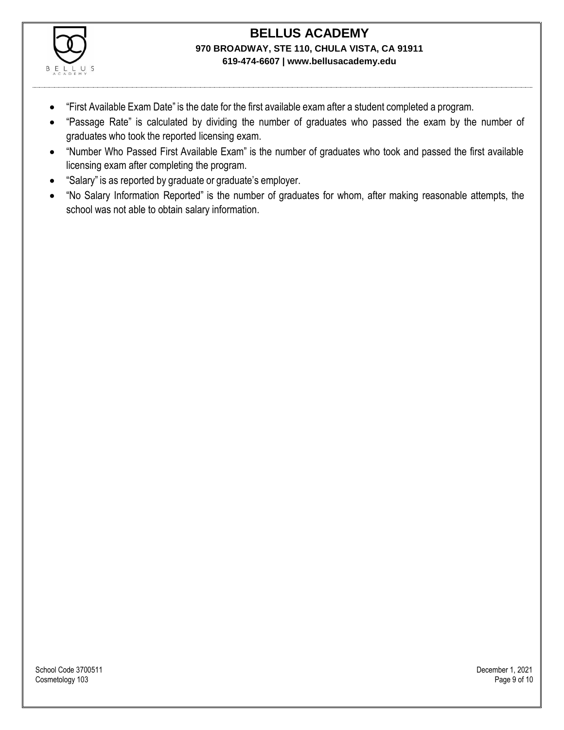- "First Available Exam Date" is the date for the first available exam after a student completed a program.
- "Passage Rate" is calculated by dividing the number of graduates who passed the exam by the number of graduates who took the reported licensing exam.
- "Number Who Passed First Available Exam" is the number of graduates who took and passed the first available licensing exam after completing the program.
- "Salary" is as reported by graduate or graduate's employer.
- "No Salary Information Reported" is the number of graduates for whom, after making reasonable attempts, the school was not able to obtain salary information.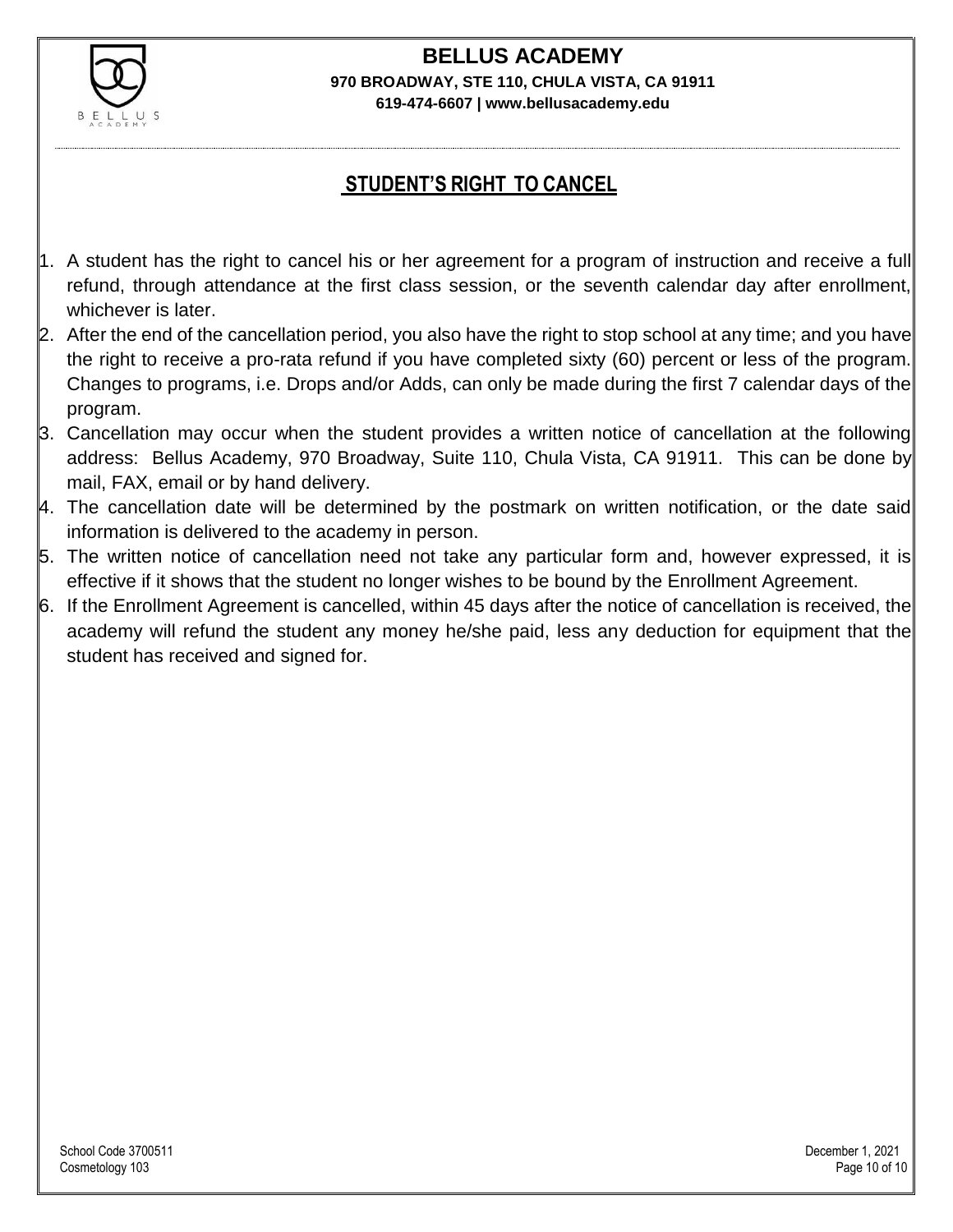# BELLUS ACADEMY

**970 BROADWAY, STE 110, CHULA VISTA, CA 91911**

**619-474-6607 | www.bellusacademy.edu**

## STUDENT'S RIGHT TO CANCEL

1. A student has the right to cancel his or her agreement for a program of instruction and receive a full refund, through attendance at the first class session, or the seventh calendar day after enrollment, whichever is later.
2. After the end of the cancellation period, you also have the right to stop school at any time; and you have the right to receive a pro-rata refund if you have completed sixty (60) percent or less of the program. Changes to programs, i.e. Drops and/or Adds, can only be made during the first 7 calendar days of the program.
3. Cancellation may occur when the student provides a written notice of cancellation at the following address: Bellus Academy, 970 Broadway, Suite 110, Chula Vista, CA 91911. This can be done by mail, FAX, email or by hand delivery.
4. The cancellation date will be determined by the postmark on written notification, or the date said information is delivered to the academy in person.
5. The written notice of cancellation need not take any particular form and, however expressed, it is effective if it shows that the student no longer wishes to be bound by the Enrollment Agreement.
6. If the Enrollment Agreement is cancelled, within 45 days after the notice of cancellation is received, the academy will refund the student any money he/she paid, less any deduction for equipment that the student has received and signed for.